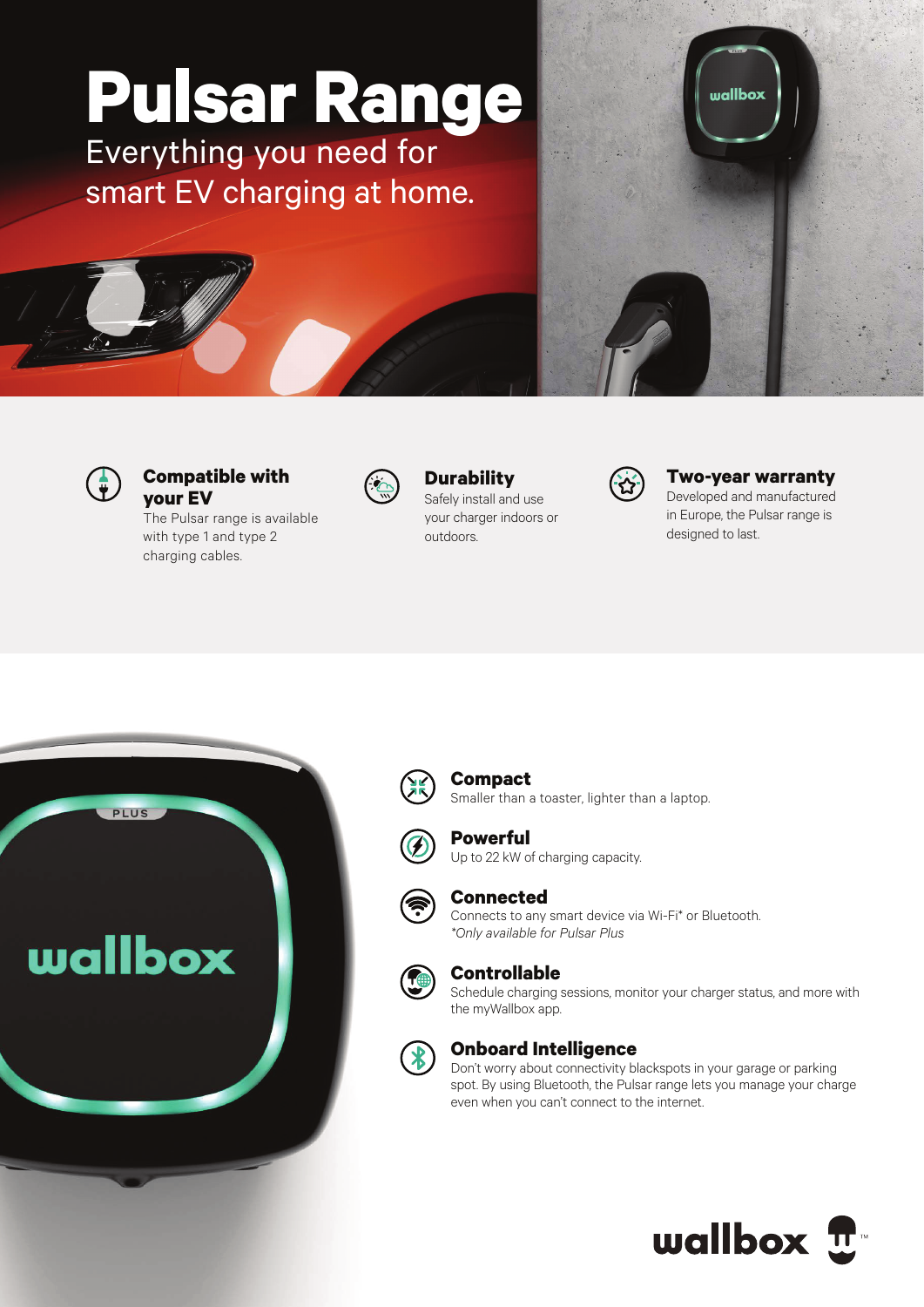# Pulsar Range

Everything you need for smart EV charging at home.

### Compatible with your EV

The Pulsar range is available with type 1 and type 2 charging cables.

### Durability

Safely install and use your charger indoors or outdoors.

### Two-year warranty

Developed and manufactured in Europe, the Pulsar range is designed to last.

### Compact

Smaller than a toaster, lighter than a laptop.

### Powerful

Up to 22 kW of charging capacity.

### Connected

Connects to any smart device via Wi-Fi* or Bluetooth.

*Only available for Pulsar Plus*

### Controllable

Schedule charging sessions, monitor your charger status, and more with the myWallbox app.

### Onboard Intelligence

Don't worry about connectivity blackspots in your garage or parking spot. By using Bluetooth, the Pulsar range lets you manage your charge even when you can't connect to the internet.

wallbox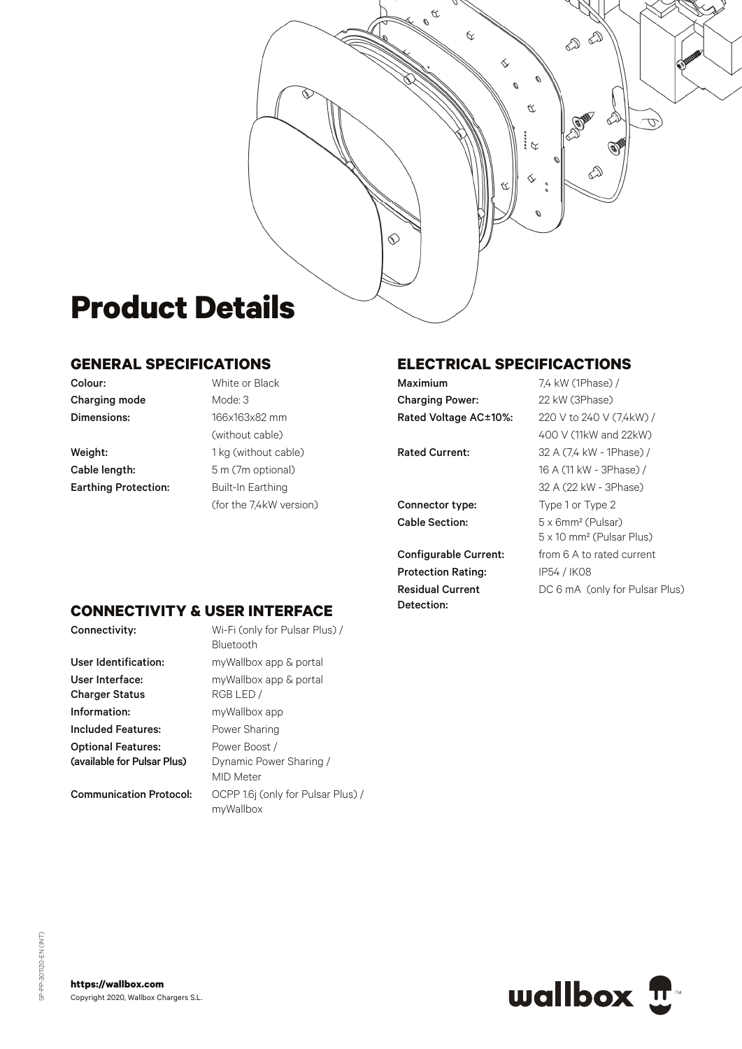# Product Details

## GENERAL SPECIFICATIONS

| | |
|---|---|
| **Colour:** | White or Black |
| **Charging mode** | Mode: 3 |
| **Dimensions:** | 166x163x82 mm (without cable) |
| **Weight:** | 1 kg (without cable) |
| **Cable length:** | 5 m (7m optional) |
| **Earthing Protection:** | Built-In Earthing (for the 7,4kW version) |

## CONNECTIVITY & USER INTERFACE

| | |
|---|---|
| **Connectivity:** | Wi-Fi (only for Pulsar Plus) / Bluetooth |
| **User Identification:** | myWallbox app & portal |
| **User Interface:** | myWallbox app & portal |
| **Charger Status Information:** | RGB LED / myWallbox app |
| **Included Features:** | Power Sharing |
| **Optional Features: (available for Pulsar Plus)** | Power Boost / Dynamic Power Sharing / MID Meter |
| **Communication Protocol:** | OCPP 1.6j (only for Pulsar Plus) / myWallbox |

## ELECTRICAL SPECIFICACTIONS

| | |
|---|---|
| **Maximium Charging Power:** | 7,4 kW (1Phase) / 22 kW (3Phase) |
| **Rated Voltage AC±10%:** | 220 V to 240 V (7,4kW) / 400 V (11kW and 22kW) |
| **Rated Current:** | 32 A (7,4 kW - 1Phase) / 16 A (11 kW - 3Phase) / 32 A (22 kW - 3Phase) |
| **Connector type:** | Type 1 or Type 2 |
| **Cable Section:** | 5 x 6mm² (Pulsar) 5 x 10 mm² (Pulsar Plus) |
| **Configurable Current:** | from 6 A to rated current |
| **Protection Rating:** | IP54 / IK08 |
| **Residual Current Detection:** | DC 6 mA (only for Pulsar Plus) |

SP-PP-301120-EN (INT)

**https://wallbox.com**

Copyright 2020, Wallbox Chargers S.L.

wallbox™